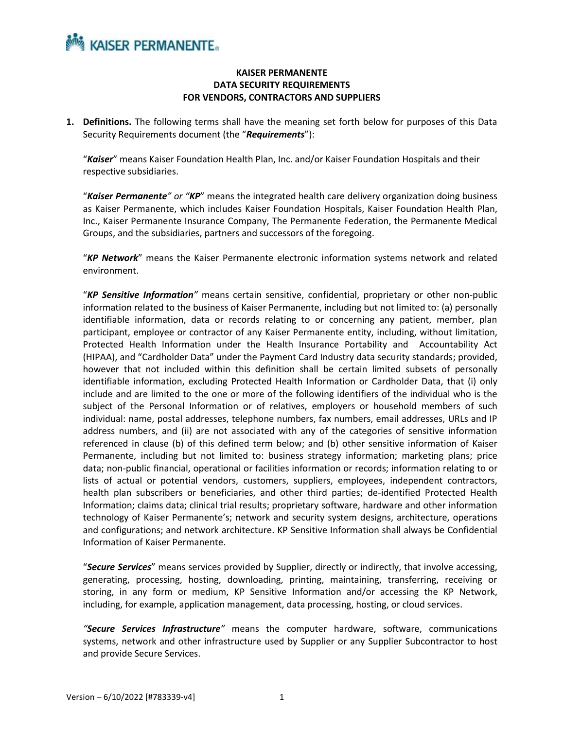**KAISER PERMANENTE**
**DATA SECURITY REQUIREMENTS**
**FOR VENDORS, CONTRACTORS AND SUPPLIERS**

1. **Definitions.** The following terms shall have the meaning set forth below for purposes of this Data Security Requirements document (the "***Requirements***"):

   "***Kaiser***" means Kaiser Foundation Health Plan, Inc. and/or Kaiser Foundation Hospitals and their respective subsidiaries.

   "***Kaiser Permanente***" or "***KP***" means the integrated health care delivery organization doing business as Kaiser Permanente, which includes Kaiser Foundation Hospitals, Kaiser Foundation Health Plan, Inc., Kaiser Permanente Insurance Company, The Permanente Federation, the Permanente Medical Groups, and the subsidiaries, partners and successors of the foregoing.

   "***KP Network***" means the Kaiser Permanente electronic information systems network and related environment.

   "***KP Sensitive Information***" means certain sensitive, confidential, proprietary or other non-public information related to the business of Kaiser Permanente, including but not limited to: (a) personally identifiable information, data or records relating to or concerning any patient, member, plan participant, employee or contractor of any Kaiser Permanente entity, including, without limitation, Protected Health Information under the Health Insurance Portability and Accountability Act (HIPAA), and "Cardholder Data" under the Payment Card Industry data security standards; provided, however that not included within this definition shall be certain limited subsets of personally identifiable information, excluding Protected Health Information or Cardholder Data, that (i) only include and are limited to the one or more of the following identifiers of the individual who is the subject of the Personal Information or of relatives, employers or household members of such individual: name, postal addresses, telephone numbers, fax numbers, email addresses, URLs and IP address numbers, and (ii) are not associated with any of the categories of sensitive information referenced in clause (b) of this defined term below; and (b) other sensitive information of Kaiser Permanente, including but not limited to: business strategy information; marketing plans; price data; non-public financial, operational or facilities information or records; information relating to or lists of actual or potential vendors, customers, suppliers, employees, independent contractors, health plan subscribers or beneficiaries, and other third parties; de-identified Protected Health Information; claims data; clinical trial results; proprietary software, hardware and other information technology of Kaiser Permanente's; network and security system designs, architecture, operations and configurations; and network architecture. KP Sensitive Information shall always be Confidential Information of Kaiser Permanente.

   "***Secure Services***" means services provided by Supplier, directly or indirectly, that involve accessing, generating, processing, hosting, downloading, printing, maintaining, transferring, receiving or storing, in any form or medium, KP Sensitive Information and/or accessing the KP Network, including, for example, application management, data processing, hosting, or cloud services.

   "***Secure Services Infrastructure***" means the computer hardware, software, communications systems, network and other infrastructure used by Supplier or any Supplier Subcontractor to host and provide Secure Services.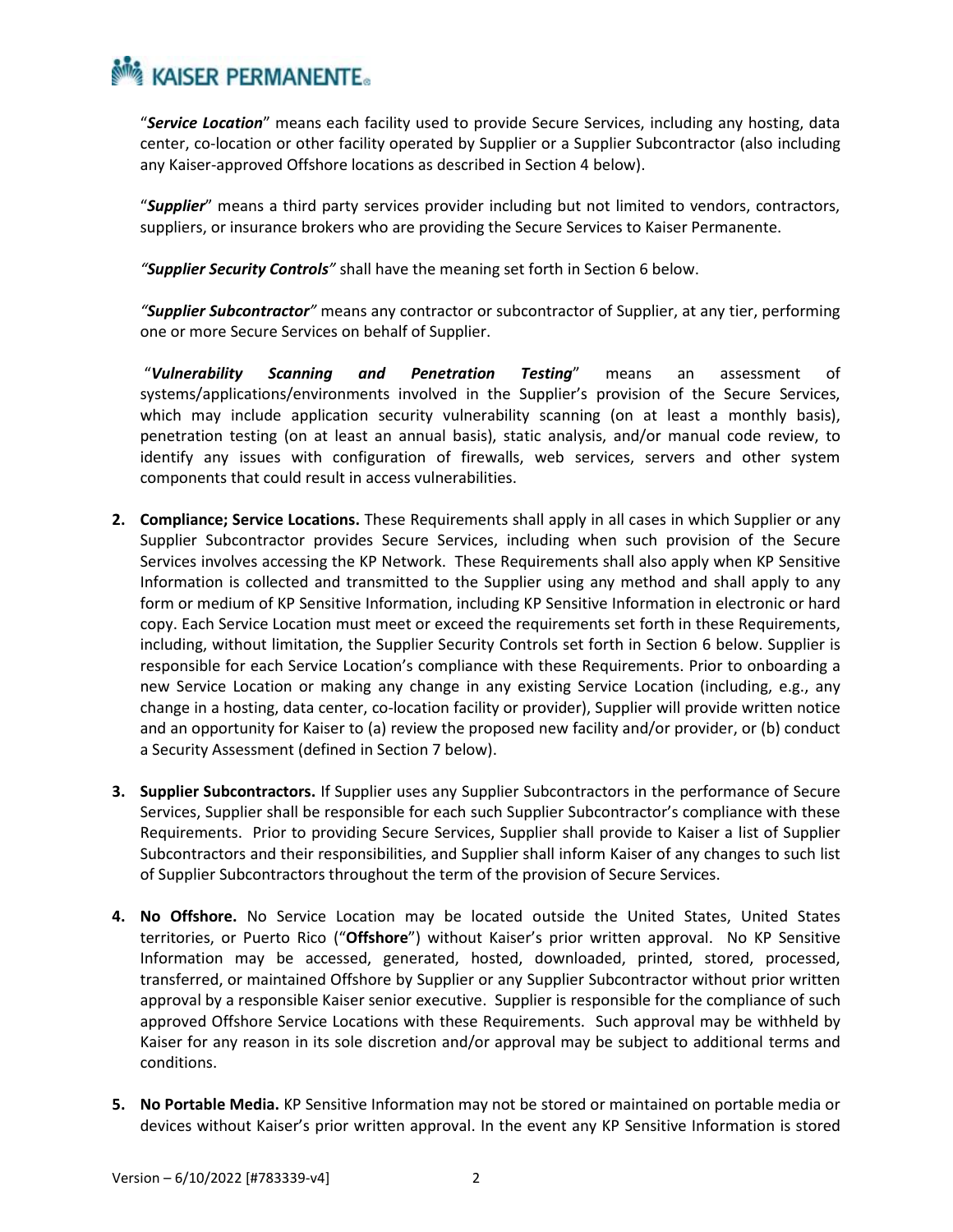"***Service Location***" means each facility used to provide Secure Services, including any hosting, data center, co-location or other facility operated by Supplier or a Supplier Subcontractor (also including any Kaiser-approved Offshore locations as described in Section 4 below).

"***Supplier***" means a third party services provider including but not limited to vendors, contractors, suppliers, or insurance brokers who are providing the Secure Services to Kaiser Permanente.

*"**Supplier Security Controls**"* shall have the meaning set forth in Section 6 below.

*"**Supplier Subcontractor**"* means any contractor or subcontractor of Supplier, at any tier, performing one or more Secure Services on behalf of Supplier.

"***Vulnerability Scanning and Penetration Testing***" means an assessment of systems/applications/environments involved in the Supplier's provision of the Secure Services, which may include application security vulnerability scanning (on at least a monthly basis), penetration testing (on at least an annual basis), static analysis, and/or manual code review, to identify any issues with configuration of firewalls, web services, servers and other system components that could result in access vulnerabilities.

2. **Compliance; Service Locations.** These Requirements shall apply in all cases in which Supplier or any Supplier Subcontractor provides Secure Services, including when such provision of the Secure Services involves accessing the KP Network. These Requirements shall also apply when KP Sensitive Information is collected and transmitted to the Supplier using any method and shall apply to any form or medium of KP Sensitive Information, including KP Sensitive Information in electronic or hard copy. Each Service Location must meet or exceed the requirements set forth in these Requirements, including, without limitation, the Supplier Security Controls set forth in Section 6 below. Supplier is responsible for each Service Location's compliance with these Requirements. Prior to onboarding a new Service Location or making any change in any existing Service Location (including, e.g., any change in a hosting, data center, co-location facility or provider), Supplier will provide written notice and an opportunity for Kaiser to (a) review the proposed new facility and/or provider, or (b) conduct a Security Assessment (defined in Section 7 below).

3. **Supplier Subcontractors.** If Supplier uses any Supplier Subcontractors in the performance of Secure Services, Supplier shall be responsible for each such Supplier Subcontractor's compliance with these Requirements. Prior to providing Secure Services, Supplier shall provide to Kaiser a list of Supplier Subcontractors and their responsibilities, and Supplier shall inform Kaiser of any changes to such list of Supplier Subcontractors throughout the term of the provision of Secure Services.

4. **No Offshore.** No Service Location may be located outside the United States, United States territories, or Puerto Rico ("**Offshore**") without Kaiser's prior written approval. No KP Sensitive Information may be accessed, generated, hosted, downloaded, printed, stored, processed, transferred, or maintained Offshore by Supplier or any Supplier Subcontractor without prior written approval by a responsible Kaiser senior executive. Supplier is responsible for the compliance of such approved Offshore Service Locations with these Requirements. Such approval may be withheld by Kaiser for any reason in its sole discretion and/or approval may be subject to additional terms and conditions.

5. **No Portable Media.** KP Sensitive Information may not be stored or maintained on portable media or devices without Kaiser's prior written approval. In the event any KP Sensitive Information is stored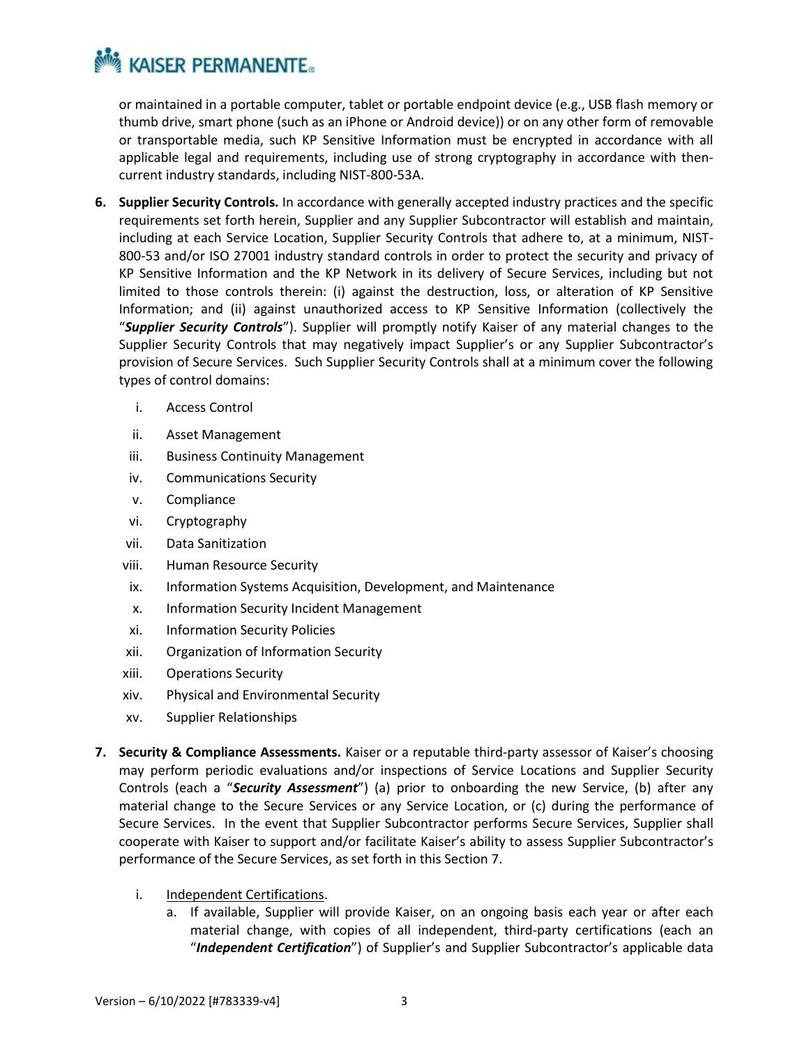or maintained in a portable computer, tablet or portable endpoint device (e.g., USB flash memory or thumb drive, smart phone (such as an iPhone or Android device)) or on any other form of removable or transportable media, such KP Sensitive Information must be encrypted in accordance with all applicable legal and requirements, including use of strong cryptography in accordance with then-current industry standards, including NIST-800-53A.

6. **Supplier Security Controls.** In accordance with generally accepted industry practices and the specific requirements set forth herein, Supplier and any Supplier Subcontractor will establish and maintain, including at each Service Location, Supplier Security Controls that adhere to, at a minimum, NIST-800-53 and/or ISO 27001 industry standard controls in order to protect the security and privacy of KP Sensitive Information and the KP Network in its delivery of Secure Services, including but not limited to those controls therein: (i) against the destruction, loss, or alteration of KP Sensitive Information; and (ii) against unauthorized access to KP Sensitive Information (collectively the "***Supplier Security Controls***"). Supplier will promptly notify Kaiser of any material changes to the Supplier Security Controls that may negatively impact Supplier's or any Supplier Subcontractor's provision of Secure Services. Such Supplier Security Controls shall at a minimum cover the following types of control domains:

   i. Access Control
   ii. Asset Management
   iii. Business Continuity Management
   iv. Communications Security
   v. Compliance
   vi. Cryptography
   vii. Data Sanitization
   viii. Human Resource Security
   ix. Information Systems Acquisition, Development, and Maintenance
   x. Information Security Incident Management
   xi. Information Security Policies
   xii. Organization of Information Security
   xiii. Operations Security
   xiv. Physical and Environmental Security
   xv. Supplier Relationships

7. **Security & Compliance Assessments.** Kaiser or a reputable third-party assessor of Kaiser's choosing may perform periodic evaluations and/or inspections of Service Locations and Supplier Security Controls (each a "***Security Assessment***") (a) prior to onboarding the new Service, (b) after any material change to the Secure Services or any Service Location, or (c) during the performance of Secure Services. In the event that Supplier Subcontractor performs Secure Services, Supplier shall cooperate with Kaiser to support and/or facilitate Kaiser's ability to assess Supplier Subcontractor's performance of the Secure Services, as set forth in this Section 7.

   i. <u>Independent Certifications</u>.
      a. If available, Supplier will provide Kaiser, on an ongoing basis each year or after each material change, with copies of all independent, third-party certifications (each an "***Independent Certification***") of Supplier's and Supplier Subcontractor's applicable data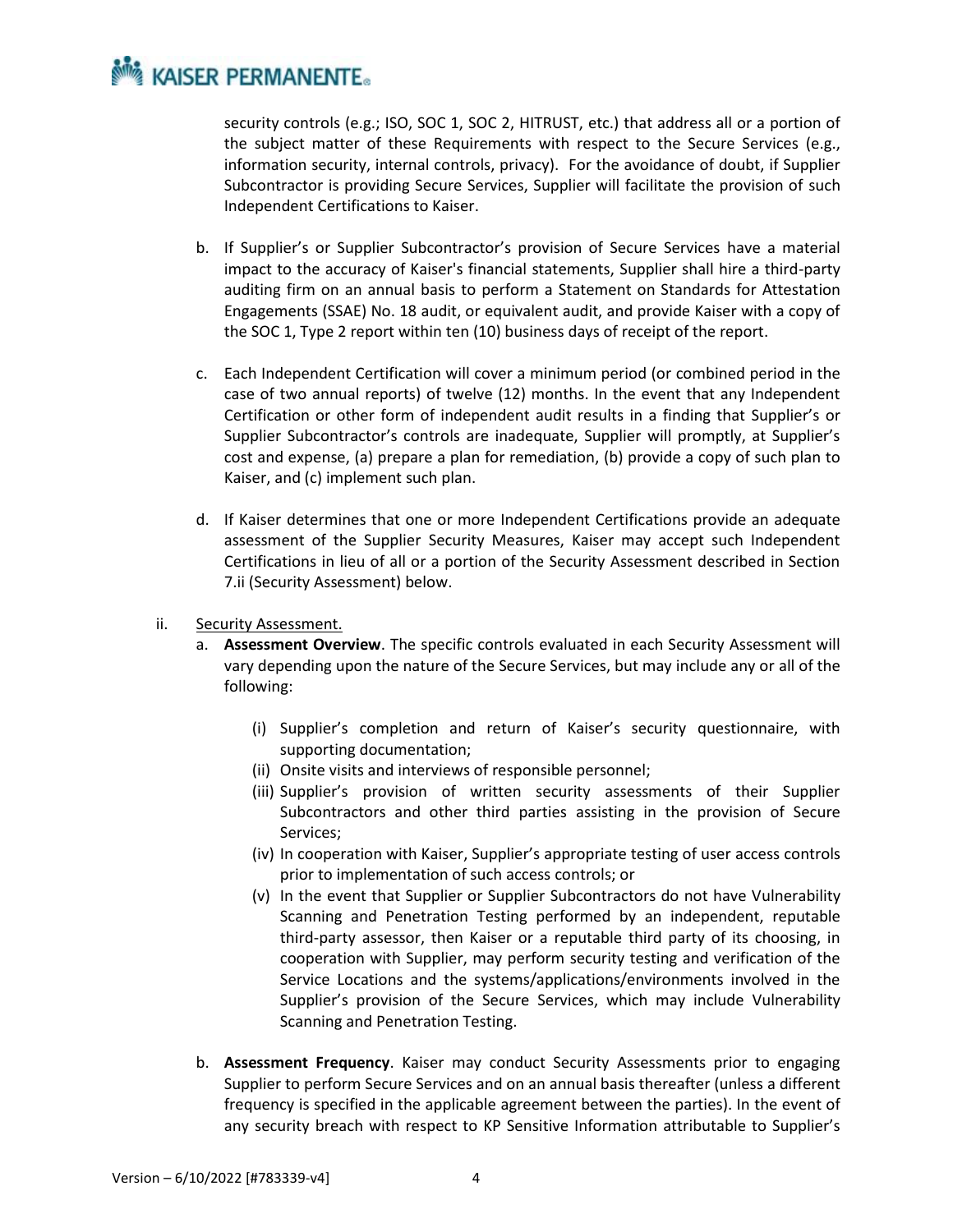security controls (e.g.; ISO, SOC 1, SOC 2, HITRUST, etc.) that address all or a portion of the subject matter of these Requirements with respect to the Secure Services (e.g., information security, internal controls, privacy). For the avoidance of doubt, if Supplier Subcontractor is providing Secure Services, Supplier will facilitate the provision of such Independent Certifications to Kaiser.

b. If Supplier's or Supplier Subcontractor's provision of Secure Services have a material impact to the accuracy of Kaiser's financial statements, Supplier shall hire a third-party auditing firm on an annual basis to perform a Statement on Standards for Attestation Engagements (SSAE) No. 18 audit, or equivalent audit, and provide Kaiser with a copy of the SOC 1, Type 2 report within ten (10) business days of receipt of the report.

c. Each Independent Certification will cover a minimum period (or combined period in the case of two annual reports) of twelve (12) months. In the event that any Independent Certification or other form of independent audit results in a finding that Supplier's or Supplier Subcontractor's controls are inadequate, Supplier will promptly, at Supplier's cost and expense, (a) prepare a plan for remediation, (b) provide a copy of such plan to Kaiser, and (c) implement such plan.

d. If Kaiser determines that one or more Independent Certifications provide an adequate assessment of the Supplier Security Measures, Kaiser may accept such Independent Certifications in lieu of all or a portion of the Security Assessment described in Section 7.ii (Security Assessment) below.

ii. Security Assessment.

a. **Assessment Overview**. The specific controls evaluated in each Security Assessment will vary depending upon the nature of the Secure Services, but may include any or all of the following:

   (i) Supplier's completion and return of Kaiser's security questionnaire, with supporting documentation;
   (ii) Onsite visits and interviews of responsible personnel;
   (iii) Supplier's provision of written security assessments of their Supplier Subcontractors and other third parties assisting in the provision of Secure Services;
   (iv) In cooperation with Kaiser, Supplier's appropriate testing of user access controls prior to implementation of such access controls; or
   (v) In the event that Supplier or Supplier Subcontractors do not have Vulnerability Scanning and Penetration Testing performed by an independent, reputable third-party assessor, then Kaiser or a reputable third party of its choosing, in cooperation with Supplier, may perform security testing and verification of the Service Locations and the systems/applications/environments involved in the Supplier's provision of the Secure Services, which may include Vulnerability Scanning and Penetration Testing.

b. **Assessment Frequency**. Kaiser may conduct Security Assessments prior to engaging Supplier to perform Secure Services and on an annual basis thereafter (unless a different frequency is specified in the applicable agreement between the parties). In the event of any security breach with respect to KP Sensitive Information attributable to Supplier's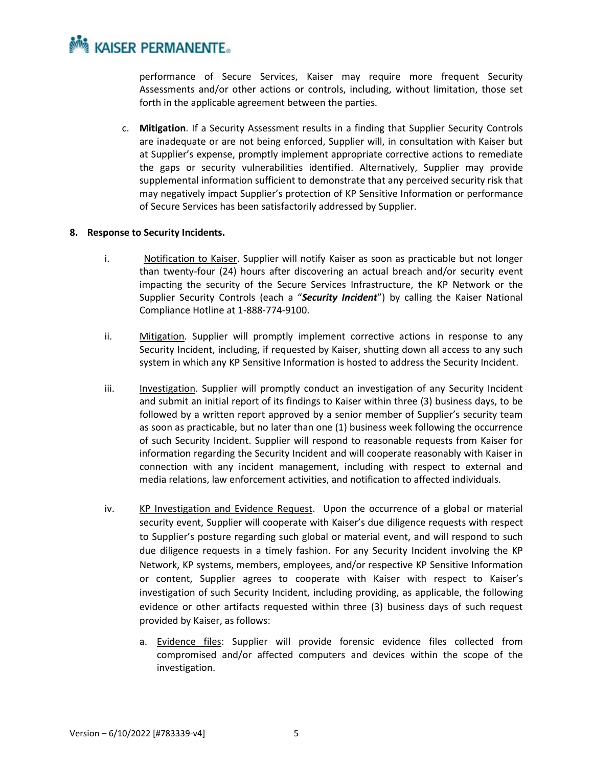performance of Secure Services, Kaiser may require more frequent Security Assessments and/or other actions or controls, including, without limitation, those set forth in the applicable agreement between the parties.

c. **Mitigation**. If a Security Assessment results in a finding that Supplier Security Controls are inadequate or are not being enforced, Supplier will, in consultation with Kaiser but at Supplier's expense, promptly implement appropriate corrective actions to remediate the gaps or security vulnerabilities identified. Alternatively, Supplier may provide supplemental information sufficient to demonstrate that any perceived security risk that may negatively impact Supplier's protection of KP Sensitive Information or performance of Secure Services has been satisfactorily addressed by Supplier.

**8. Response to Security Incidents.**

i. Notification to Kaiser. Supplier will notify Kaiser as soon as practicable but not longer than twenty-four (24) hours after discovering an actual breach and/or security event impacting the security of the Secure Services Infrastructure, the KP Network or the Supplier Security Controls (each a "***Security Incident***") by calling the Kaiser National Compliance Hotline at 1-888-774-9100.

ii. Mitigation. Supplier will promptly implement corrective actions in response to any Security Incident, including, if requested by Kaiser, shutting down all access to any such system in which any KP Sensitive Information is hosted to address the Security Incident.

iii. Investigation. Supplier will promptly conduct an investigation of any Security Incident and submit an initial report of its findings to Kaiser within three (3) business days, to be followed by a written report approved by a senior member of Supplier's security team as soon as practicable, but no later than one (1) business week following the occurrence of such Security Incident. Supplier will respond to reasonable requests from Kaiser for information regarding the Security Incident and will cooperate reasonably with Kaiser in connection with any incident management, including with respect to external and media relations, law enforcement activities, and notification to affected individuals.

iv. KP Investigation and Evidence Request. Upon the occurrence of a global or material security event, Supplier will cooperate with Kaiser's due diligence requests with respect to Supplier's posture regarding such global or material event, and will respond to such due diligence requests in a timely fashion. For any Security Incident involving the KP Network, KP systems, members, employees, and/or respective KP Sensitive Information or content, Supplier agrees to cooperate with Kaiser with respect to Kaiser's investigation of such Security Incident, including providing, as applicable, the following evidence or other artifacts requested within three (3) business days of such request provided by Kaiser, as follows:

a. Evidence files: Supplier will provide forensic evidence files collected from compromised and/or affected computers and devices within the scope of the investigation.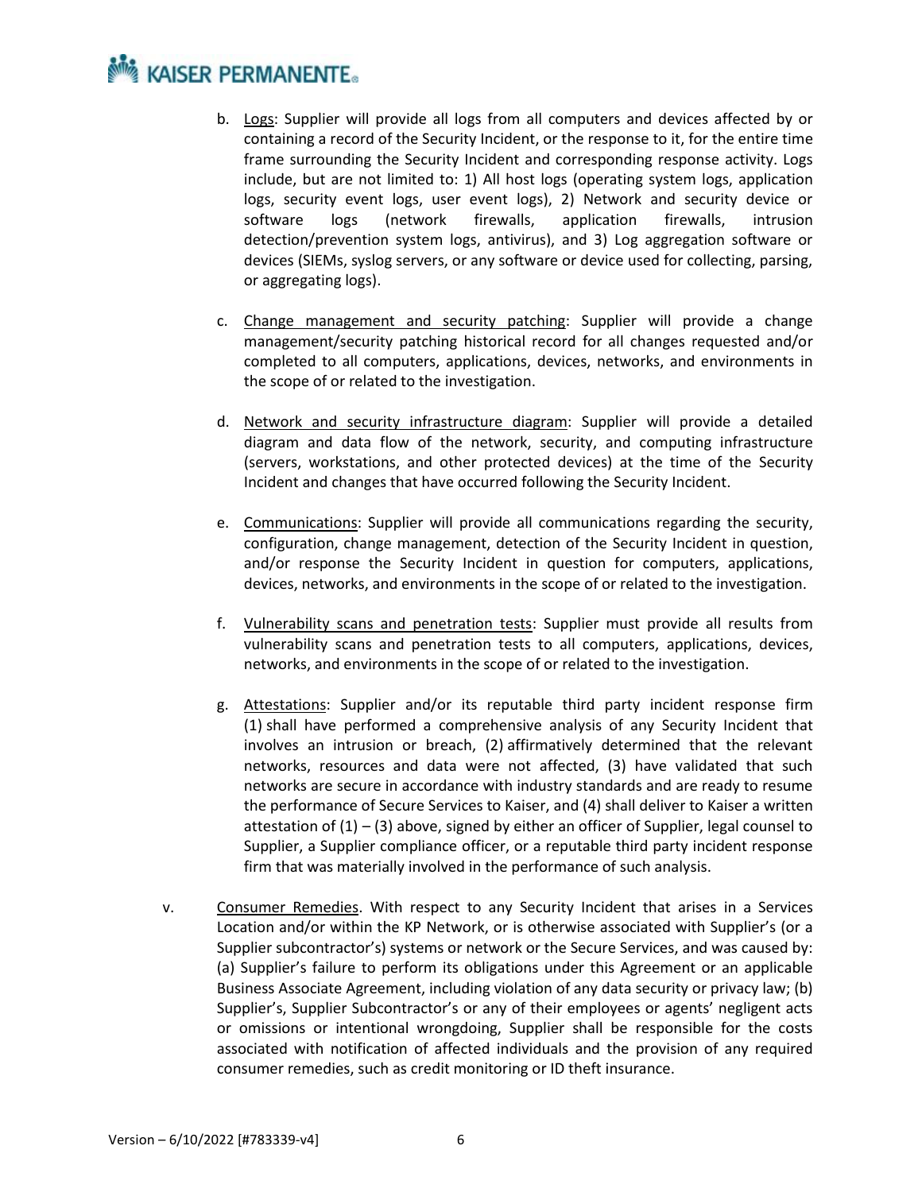b. <u>Logs</u>: Supplier will provide all logs from all computers and devices affected by or containing a record of the Security Incident, or the response to it, for the entire time frame surrounding the Security Incident and corresponding response activity. Logs include, but are not limited to: 1) All host logs (operating system logs, application logs, security event logs, user event logs), 2) Network and security device or software logs (network firewalls, application firewalls, intrusion detection/prevention system logs, antivirus), and 3) Log aggregation software or devices (SIEMs, syslog servers, or any software or device used for collecting, parsing, or aggregating logs).

c. <u>Change management and security patching</u>: Supplier will provide a change management/security patching historical record for all changes requested and/or completed to all computers, applications, devices, networks, and environments in the scope of or related to the investigation.

d. <u>Network and security infrastructure diagram</u>: Supplier will provide a detailed diagram and data flow of the network, security, and computing infrastructure (servers, workstations, and other protected devices) at the time of the Security Incident and changes that have occurred following the Security Incident.

e. <u>Communications</u>: Supplier will provide all communications regarding the security, configuration, change management, detection of the Security Incident in question, and/or response the Security Incident in question for computers, applications, devices, networks, and environments in the scope of or related to the investigation.

f. <u>Vulnerability scans and penetration tests</u>: Supplier must provide all results from vulnerability scans and penetration tests to all computers, applications, devices, networks, and environments in the scope of or related to the investigation.

g. <u>Attestations</u>: Supplier and/or its reputable third party incident response firm (1) shall have performed a comprehensive analysis of any Security Incident that involves an intrusion or breach, (2) affirmatively determined that the relevant networks, resources and data were not affected, (3) have validated that such networks are secure in accordance with industry standards and are ready to resume the performance of Secure Services to Kaiser, and (4) shall deliver to Kaiser a written attestation of (1) – (3) above, signed by either an officer of Supplier, legal counsel to Supplier, a Supplier compliance officer, or a reputable third party incident response firm that was materially involved in the performance of such analysis.

v. <u>Consumer Remedies</u>. With respect to any Security Incident that arises in a Services Location and/or within the KP Network, or is otherwise associated with Supplier's (or a Supplier subcontractor's) systems or network or the Secure Services, and was caused by: (a) Supplier's failure to perform its obligations under this Agreement or an applicable Business Associate Agreement, including violation of any data security or privacy law; (b) Supplier's, Supplier Subcontractor's or any of their employees or agents' negligent acts or omissions or intentional wrongdoing, Supplier shall be responsible for the costs associated with notification of affected individuals and the provision of any required consumer remedies, such as credit monitoring or ID theft insurance.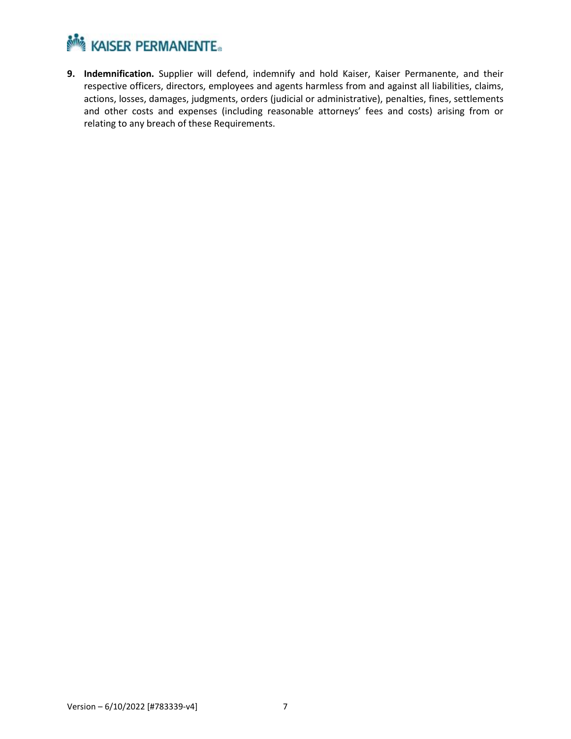**9. Indemnification.** Supplier will defend, indemnify and hold Kaiser, Kaiser Permanente, and their respective officers, directors, employees and agents harmless from and against all liabilities, claims, actions, losses, damages, judgments, orders (judicial or administrative), penalties, fines, settlements and other costs and expenses (including reasonable attorneys' fees and costs) arising from or relating to any breach of these Requirements.